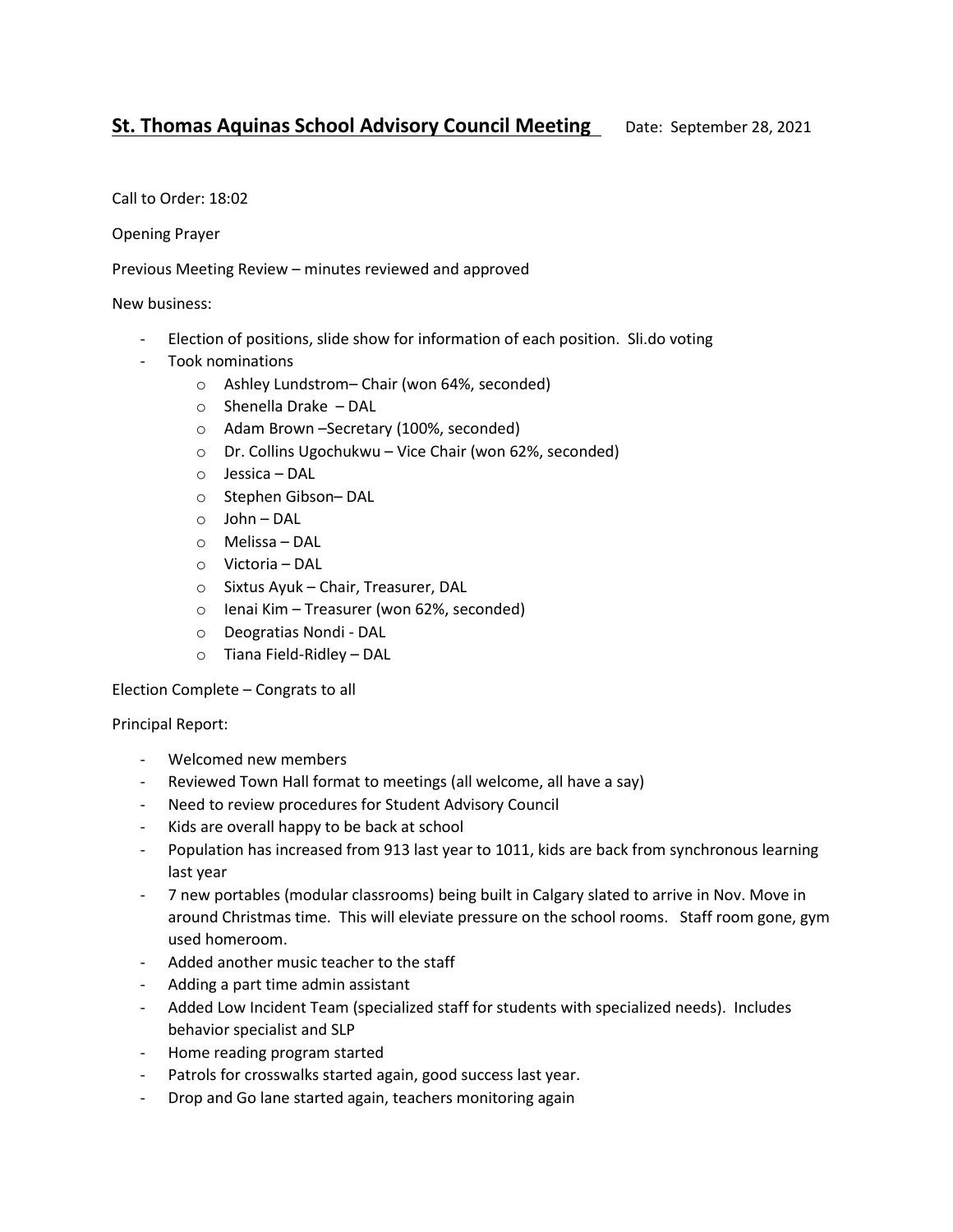# St. Thomas Aquinas School Advisory Council Meeting

Date: September 28, 2021

Call to Order: 18:02

Opening Prayer

Previous Meeting Review – minutes reviewed and approved

New business:

- Election of positions, slide show for information of each position. Sli.do voting
- Took nominations
  - Ashley Lundstrom– Chair (won 64%, seconded)
  - Shenella Drake – DAL
  - Adam Brown –Secretary (100%, seconded)
  - Dr. Collins Ugochukwu – Vice Chair (won 62%, seconded)
  - Jessica – DAL
  - Stephen Gibson– DAL
  - John – DAL
  - Melissa – DAL
  - Victoria – DAL
  - Sixtus Ayuk – Chair, Treasurer, DAL
  - Ienai Kim – Treasurer (won 62%, seconded)
  - Deogratias Nondi - DAL
  - Tiana Field-Ridley – DAL

Election Complete – Congrats to all

Principal Report:

- Welcomed new members
- Reviewed Town Hall format to meetings (all welcome, all have a say)
- Need to review procedures for Student Advisory Council
- Kids are overall happy to be back at school
- Population has increased from 913 last year to 1011, kids are back from synchronous learning last year
- 7 new portables (modular classrooms) being built in Calgary slated to arrive in Nov. Move in around Christmas time. This will eleviate pressure on the school rooms. Staff room gone, gym used homeroom.
- Added another music teacher to the staff
- Adding a part time admin assistant
- Added Low Incident Team (specialized staff for students with specialized needs). Includes behavior specialist and SLP
- Home reading program started
- Patrols for crosswalks started again, good success last year.
- Drop and Go lane started again, teachers monitoring again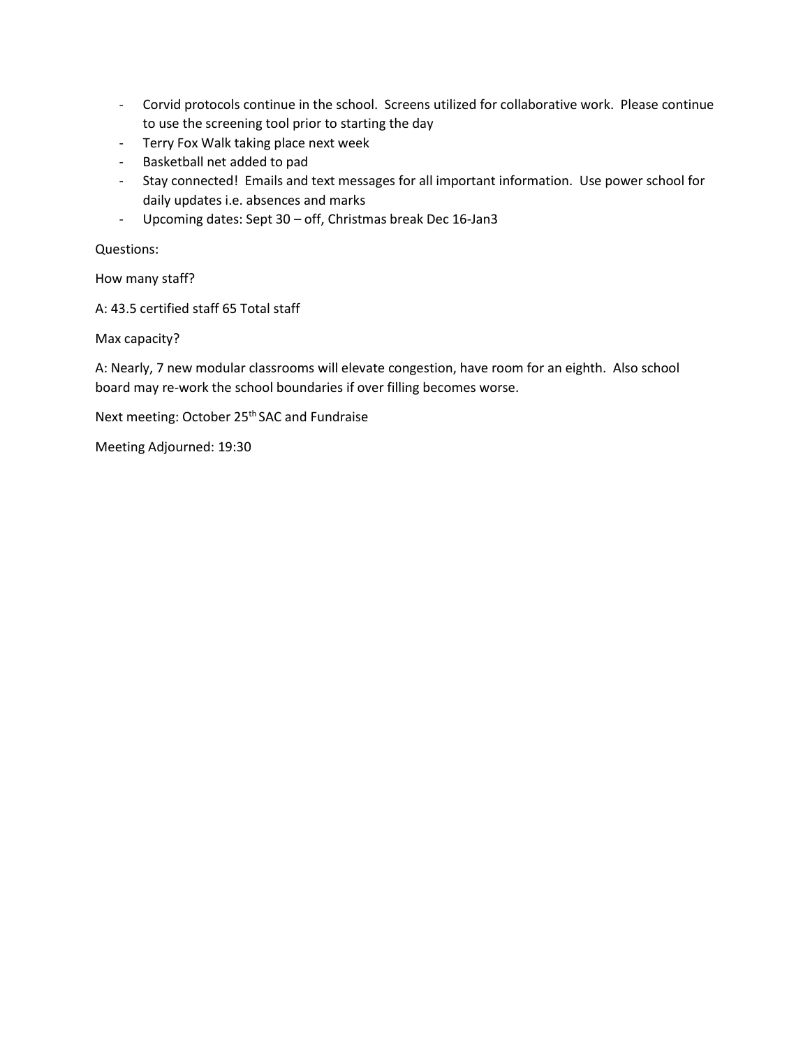- Corvid protocols continue in the school. Screens utilized for collaborative work. Please continue to use the screening tool prior to starting the day
- Terry Fox Walk taking place next week
- Basketball net added to pad
- Stay connected! Emails and text messages for all important information. Use power school for daily updates i.e. absences and marks
- Upcoming dates: Sept 30 – off, Christmas break Dec 16-Jan3

Questions:

How many staff?

A: 43.5 certified staff 65 Total staff

Max capacity?

A: Nearly, 7 new modular classrooms will elevate congestion, have room for an eighth. Also school board may re-work the school boundaries if over filling becomes worse.

Next meeting: October 25th SAC and Fundraise

Meeting Adjourned: 19:30